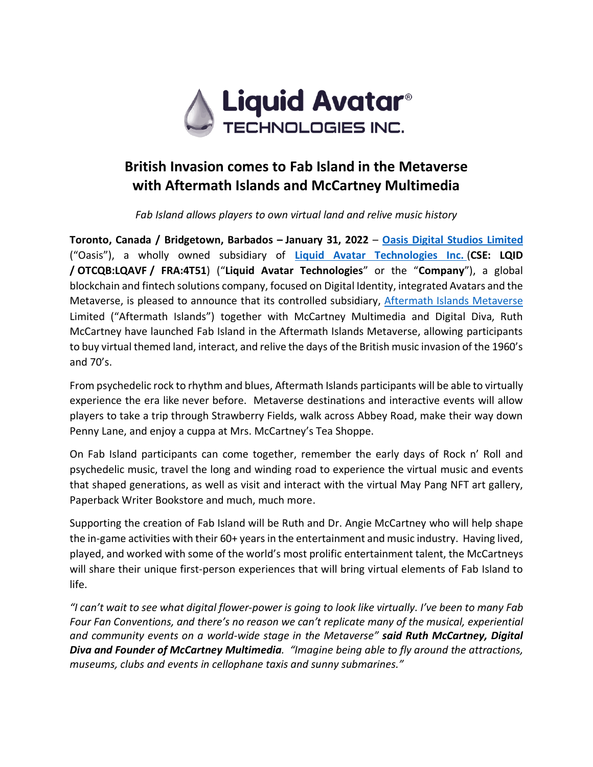# British Invasion comes to Fab Island in the Metaverse with Aftermath Islands and McCartney Multimedia

*Fab Island allows players to own virtual land and relive music history*

**Toronto, Canada / Bridgetown, Barbados – January 31, 2022** – **Oasis Digital Studios Limited** ("Oasis"), a wholly owned subsidiary of **Liquid Avatar Technologies Inc.** (**CSE: LQID / OTCQB:LQAVF / FRA:4T51**) ("**Liquid Avatar Technologies**" or the "**Company**"), a global blockchain and fintech solutions company, focused on Digital Identity, integrated Avatars and the Metaverse, is pleased to announce that its controlled subsidiary, Aftermath Islands Metaverse Limited ("Aftermath Islands") together with McCartney Multimedia and Digital Diva, Ruth McCartney have launched Fab Island in the Aftermath Islands Metaverse, allowing participants to buy virtual themed land, interact, and relive the days of the British music invasion of the 1960's and 70's.

From psychedelic rock to rhythm and blues, Aftermath Islands participants will be able to virtually experience the era like never before. Metaverse destinations and interactive events will allow players to take a trip through Strawberry Fields, walk across Abbey Road, make their way down Penny Lane, and enjoy a cuppa at Mrs. McCartney's Tea Shoppe.

On Fab Island participants can come together, remember the early days of Rock n' Roll and psychedelic music, travel the long and winding road to experience the virtual music and events that shaped generations, as well as visit and interact with the virtual May Pang NFT art gallery, Paperback Writer Bookstore and much, much more.

Supporting the creation of Fab Island will be Ruth and Dr. Angie McCartney who will help shape the in-game activities with their 60+ years in the entertainment and music industry. Having lived, played, and worked with some of the world's most prolific entertainment talent, the McCartneys will share their unique first-person experiences that will bring virtual elements of Fab Island to life.

*"I can't wait to see what digital flower-power is going to look like virtually. I've been to many Fab Four Fan Conventions, and there's no reason we can't replicate many of the musical, experiential and community events on a world-wide stage in the Metaverse"* ***said Ruth McCartney, Digital Diva and Founder of McCartney Multimedia****.* *"Imagine being able to fly around the attractions, museums, clubs and events in cellophane taxis and sunny submarines."*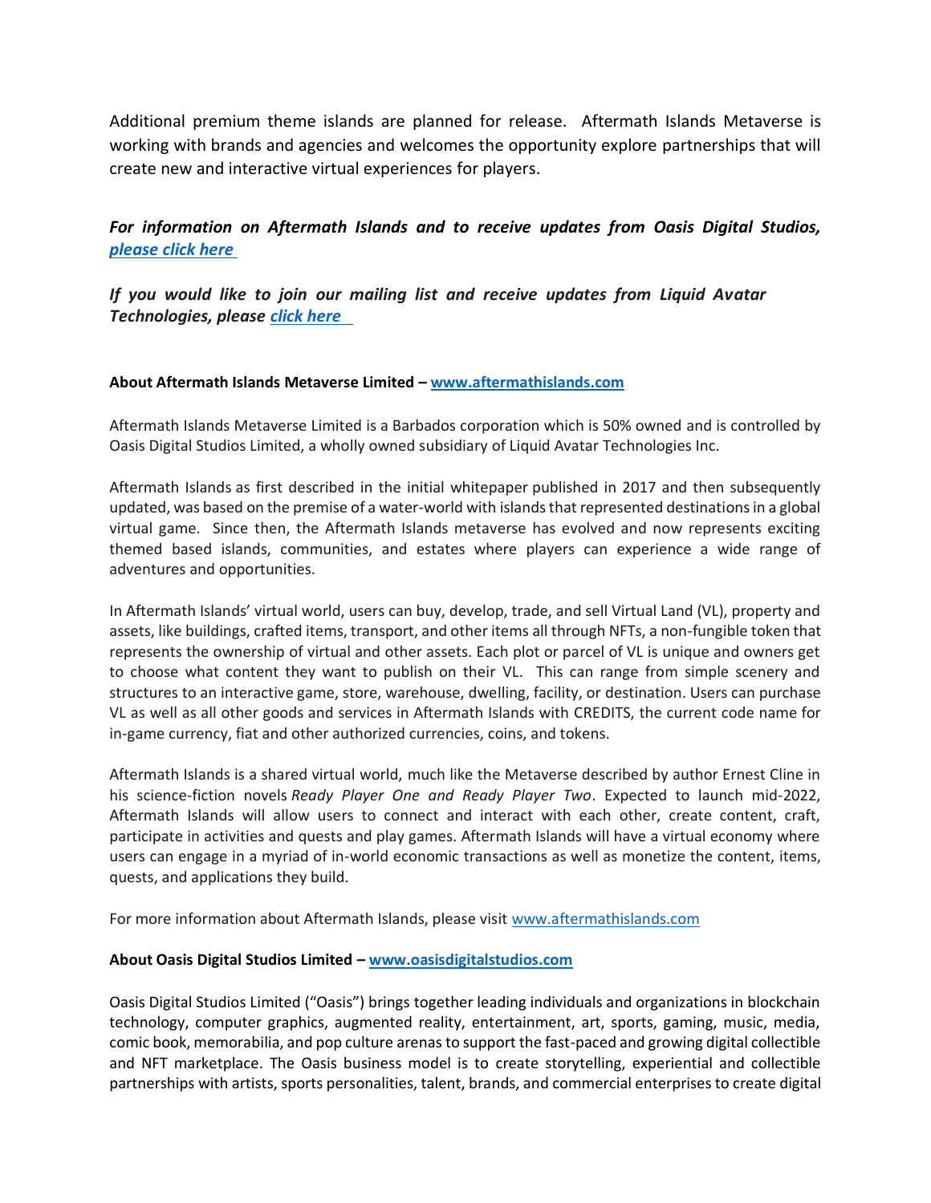Additional premium theme islands are planned for release. Aftermath Islands Metaverse is working with brands and agencies and welcomes the opportunity explore partnerships that will create new and interactive virtual experiences for players.

***For information on Aftermath Islands and to receive updates from Oasis Digital Studios, [please click here](#)***

***If you would like to join our mailing list and receive updates from Liquid Avatar Technologies, please [click here](#)***

**About Aftermath Islands Metaverse Limited – [www.aftermathislands.com](http://www.aftermathislands.com)**

Aftermath Islands Metaverse Limited is a Barbados corporation which is 50% owned and is controlled by Oasis Digital Studios Limited, a wholly owned subsidiary of Liquid Avatar Technologies Inc.

Aftermath Islands as first described in the initial whitepaper published in 2017 and then subsequently updated, was based on the premise of a water-world with islands that represented destinations in a global virtual game. Since then, the Aftermath Islands metaverse has evolved and now represents exciting themed based islands, communities, and estates where players can experience a wide range of adventures and opportunities.

In Aftermath Islands' virtual world, users can buy, develop, trade, and sell Virtual Land (VL), property and assets, like buildings, crafted items, transport, and other items all through NFTs, a non-fungible token that represents the ownership of virtual and other assets. Each plot or parcel of VL is unique and owners get to choose what content they want to publish on their VL. This can range from simple scenery and structures to an interactive game, store, warehouse, dwelling, facility, or destination. Users can purchase VL as well as all other goods and services in Aftermath Islands with CREDITS, the current code name for in-game currency, fiat and other authorized currencies, coins, and tokens.

Aftermath Islands is a shared virtual world, much like the Metaverse described by author Ernest Cline in his science-fiction novels *Ready Player One and Ready Player Two*. Expected to launch mid-2022, Aftermath Islands will allow users to connect and interact with each other, create content, craft, participate in activities and quests and play games. Aftermath Islands will have a virtual economy where users can engage in a myriad of in-world economic transactions as well as monetize the content, items, quests, and applications they build.

For more information about Aftermath Islands, please visit [www.aftermathislands.com](http://www.aftermathislands.com)

**About Oasis Digital Studios Limited – [www.oasisdigitalstudios.com](http://www.oasisdigitalstudios.com)**

Oasis Digital Studios Limited ("Oasis") brings together leading individuals and organizations in blockchain technology, computer graphics, augmented reality, entertainment, art, sports, gaming, music, media, comic book, memorabilia, and pop culture arenas to support the fast-paced and growing digital collectible and NFT marketplace. The Oasis business model is to create storytelling, experiential and collectible partnerships with artists, sports personalities, talent, brands, and commercial enterprises to create digital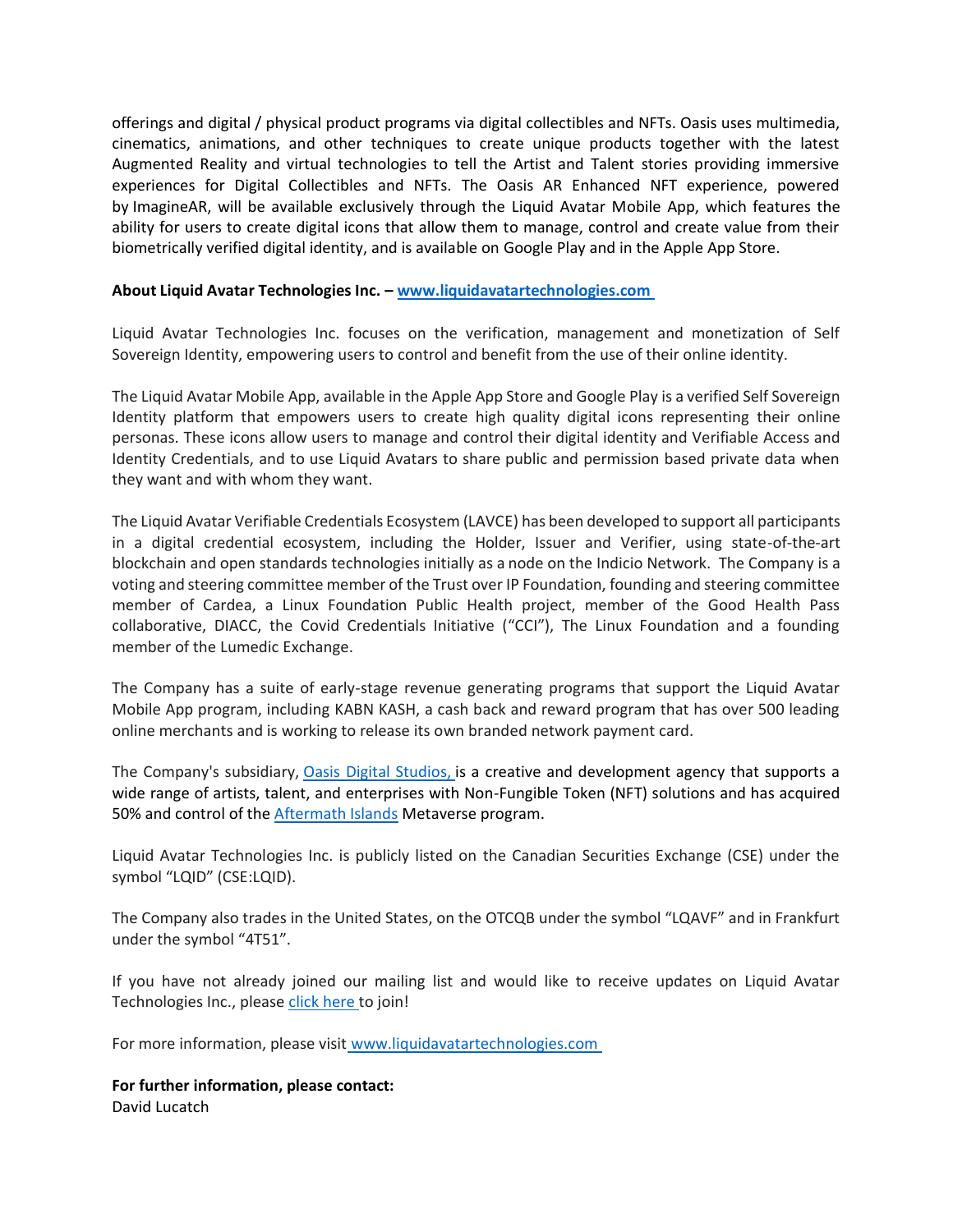offerings and digital / physical product programs via digital collectibles and NFTs. Oasis uses multimedia, cinematics, animations, and other techniques to create unique products together with the latest Augmented Reality and virtual technologies to tell the Artist and Talent stories providing immersive experiences for Digital Collectibles and NFTs. The Oasis AR Enhanced NFT experience, powered by ImagineAR, will be available exclusively through the Liquid Avatar Mobile App, which features the ability for users to create digital icons that allow them to manage, control and create value from their biometrically verified digital identity, and is available on Google Play and in the Apple App Store.

**About Liquid Avatar Technologies Inc. – www.liquidavatartechnologies.com**

Liquid Avatar Technologies Inc. focuses on the verification, management and monetization of Self Sovereign Identity, empowering users to control and benefit from the use of their online identity.

The Liquid Avatar Mobile App, available in the Apple App Store and Google Play is a verified Self Sovereign Identity platform that empowers users to create high quality digital icons representing their online personas. These icons allow users to manage and control their digital identity and Verifiable Access and Identity Credentials, and to use Liquid Avatars to share public and permission based private data when they want and with whom they want.

The Liquid Avatar Verifiable Credentials Ecosystem (LAVCE) has been developed to support all participants in a digital credential ecosystem, including the Holder, Issuer and Verifier, using state-of-the-art blockchain and open standards technologies initially as a node on the Indicio Network. The Company is a voting and steering committee member of the Trust over IP Foundation, founding and steering committee member of Cardea, a Linux Foundation Public Health project, member of the Good Health Pass collaborative, DIACC, the Covid Credentials Initiative ("CCI"), The Linux Foundation and a founding member of the Lumedic Exchange.

The Company has a suite of early-stage revenue generating programs that support the Liquid Avatar Mobile App program, including KABN KASH, a cash back and reward program that has over 500 leading online merchants and is working to release its own branded network payment card.

The Company's subsidiary, Oasis Digital Studios, is a creative and development agency that supports a wide range of artists, talent, and enterprises with Non-Fungible Token (NFT) solutions and has acquired 50% and control of the Aftermath Islands Metaverse program.

Liquid Avatar Technologies Inc. is publicly listed on the Canadian Securities Exchange (CSE) under the symbol "LQID" (CSE:LQID).

The Company also trades in the United States, on the OTCQB under the symbol "LQAVF" and in Frankfurt under the symbol "4T51".

If you have not already joined our mailing list and would like to receive updates on Liquid Avatar Technologies Inc., please click here to join!

For more information, please visit www.liquidavatartechnologies.com

**For further information, please contact:**
David Lucatch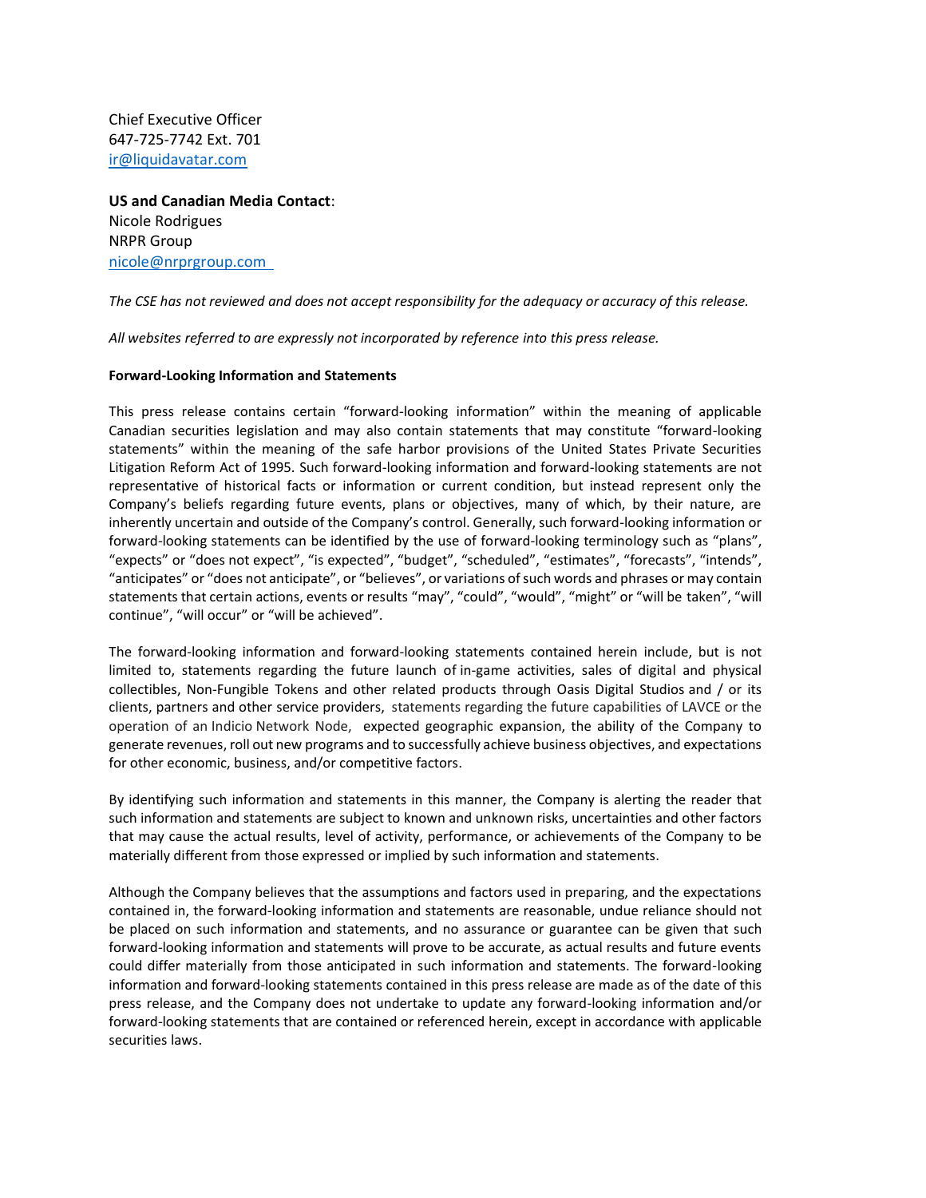Chief Executive Officer
647-725-7742 Ext. 701
ir@liquidavatar.com

**US and Canadian Media Contact**:
Nicole Rodrigues
NRPR Group
nicole@nrprgroup.com

*The CSE has not reviewed and does not accept responsibility for the adequacy or accuracy of this release.*

*All websites referred to are expressly not incorporated by reference into this press release.*

**Forward-Looking Information and Statements**

This press release contains certain "forward-looking information" within the meaning of applicable Canadian securities legislation and may also contain statements that may constitute "forward-looking statements" within the meaning of the safe harbor provisions of the United States Private Securities Litigation Reform Act of 1995. Such forward-looking information and forward-looking statements are not representative of historical facts or information or current condition, but instead represent only the Company's beliefs regarding future events, plans or objectives, many of which, by their nature, are inherently uncertain and outside of the Company's control. Generally, such forward-looking information or forward-looking statements can be identified by the use of forward-looking terminology such as "plans", "expects" or "does not expect", "is expected", "budget", "scheduled", "estimates", "forecasts", "intends", "anticipates" or "does not anticipate", or "believes", or variations of such words and phrases or may contain statements that certain actions, events or results "may", "could", "would", "might" or "will be taken", "will continue", "will occur" or "will be achieved".

The forward-looking information and forward-looking statements contained herein include, but is not limited to, statements regarding the future launch of in-game activities, sales of digital and physical collectibles, Non-Fungible Tokens and other related products through Oasis Digital Studios and / or its clients, partners and other service providers, statements regarding the future capabilities of LAVCE or the operation of an Indicio Network Node, expected geographic expansion, the ability of the Company to generate revenues, roll out new programs and to successfully achieve business objectives, and expectations for other economic, business, and/or competitive factors.

By identifying such information and statements in this manner, the Company is alerting the reader that such information and statements are subject to known and unknown risks, uncertainties and other factors that may cause the actual results, level of activity, performance, or achievements of the Company to be materially different from those expressed or implied by such information and statements.

Although the Company believes that the assumptions and factors used in preparing, and the expectations contained in, the forward-looking information and statements are reasonable, undue reliance should not be placed on such information and statements, and no assurance or guarantee can be given that such forward-looking information and statements will prove to be accurate, as actual results and future events could differ materially from those anticipated in such information and statements. The forward-looking information and forward-looking statements contained in this press release are made as of the date of this press release, and the Company does not undertake to update any forward-looking information and/or forward-looking statements that are contained or referenced herein, except in accordance with applicable securities laws.